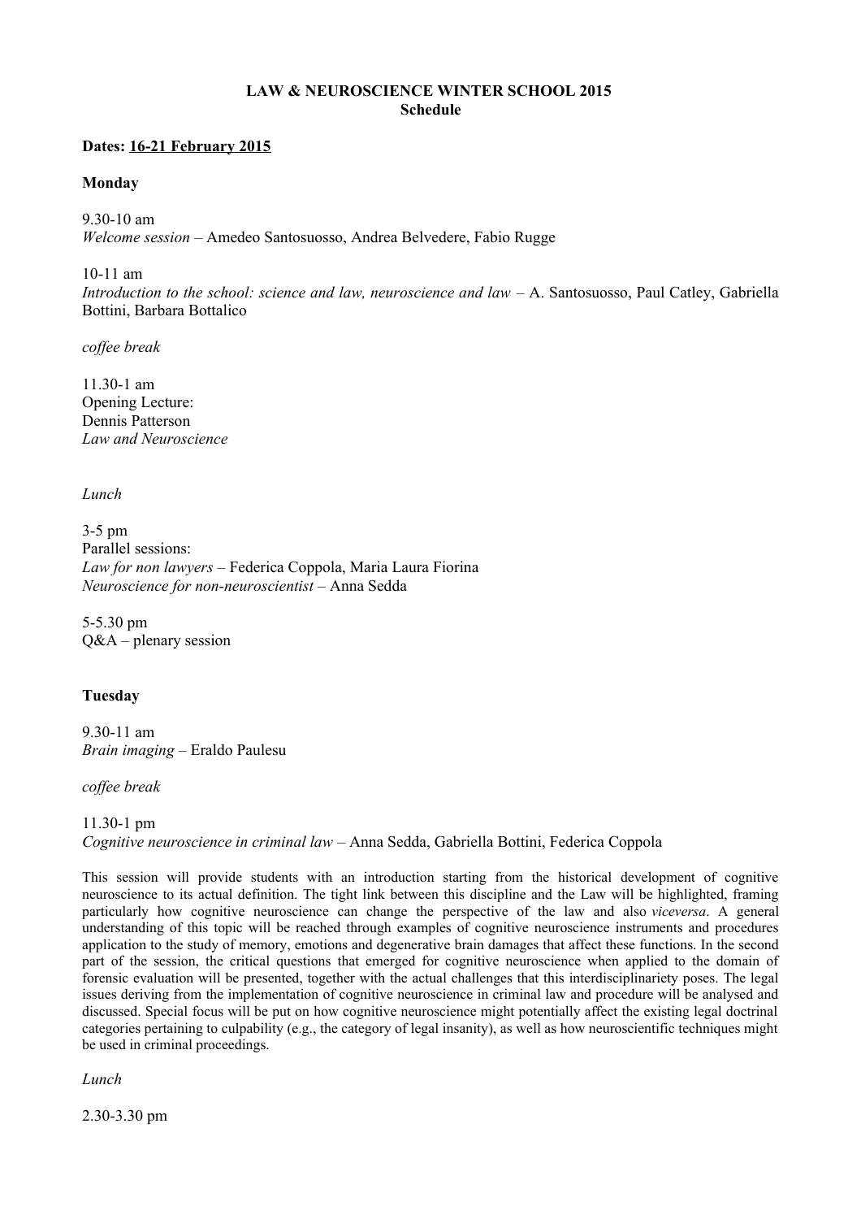**LAW & NEUROSCIENCE WINTER SCHOOL 2015**
**Schedule**

**Dates: 16-21 February 2015**

**Monday**

9.30-10 am
*Welcome session* – Amedeo Santosuosso, Andrea Belvedere, Fabio Rugge

10-11 am
*Introduction to the school: science and law, neuroscience and law* – A. Santosuosso, Paul Catley, Gabriella Bottini, Barbara Bottalico

*coffee break*

11.30-1 am
Opening Lecture:
Dennis Patterson
*Law and Neuroscience*

*Lunch*

3-5 pm
Parallel sessions:
*Law for non lawyers* – Federica Coppola, Maria Laura Fiorina
*Neuroscience for non-neuroscientist* – Anna Sedda

5-5.30 pm
Q&A – plenary session

**Tuesday**

9.30-11 am
*Brain imaging* – Eraldo Paulesu

*coffee break*

11.30-1 pm
*Cognitive neuroscience in criminal law* – Anna Sedda, Gabriella Bottini, Federica Coppola

This session will provide students with an introduction starting from the historical development of cognitive neuroscience to its actual definition. The tight link between this discipline and the Law will be highlighted, framing particularly how cognitive neuroscience can change the perspective of the law and also *viceversa*. A general understanding of this topic will be reached through examples of cognitive neuroscience instruments and procedures application to the study of memory, emotions and degenerative brain damages that affect these functions. In the second part of the session, the critical questions that emerged for cognitive neuroscience when applied to the domain of forensic evaluation will be presented, together with the actual challenges that this interdisciplinariety poses. The legal issues deriving from the implementation of cognitive neuroscience in criminal law and procedure will be analysed and discussed. Special focus will be put on how cognitive neuroscience might potentially affect the existing legal doctrinal categories pertaining to culpability (e.g., the category of legal insanity), as well as how neuroscientific techniques might be used in criminal proceedings.

*Lunch*

2.30-3.30 pm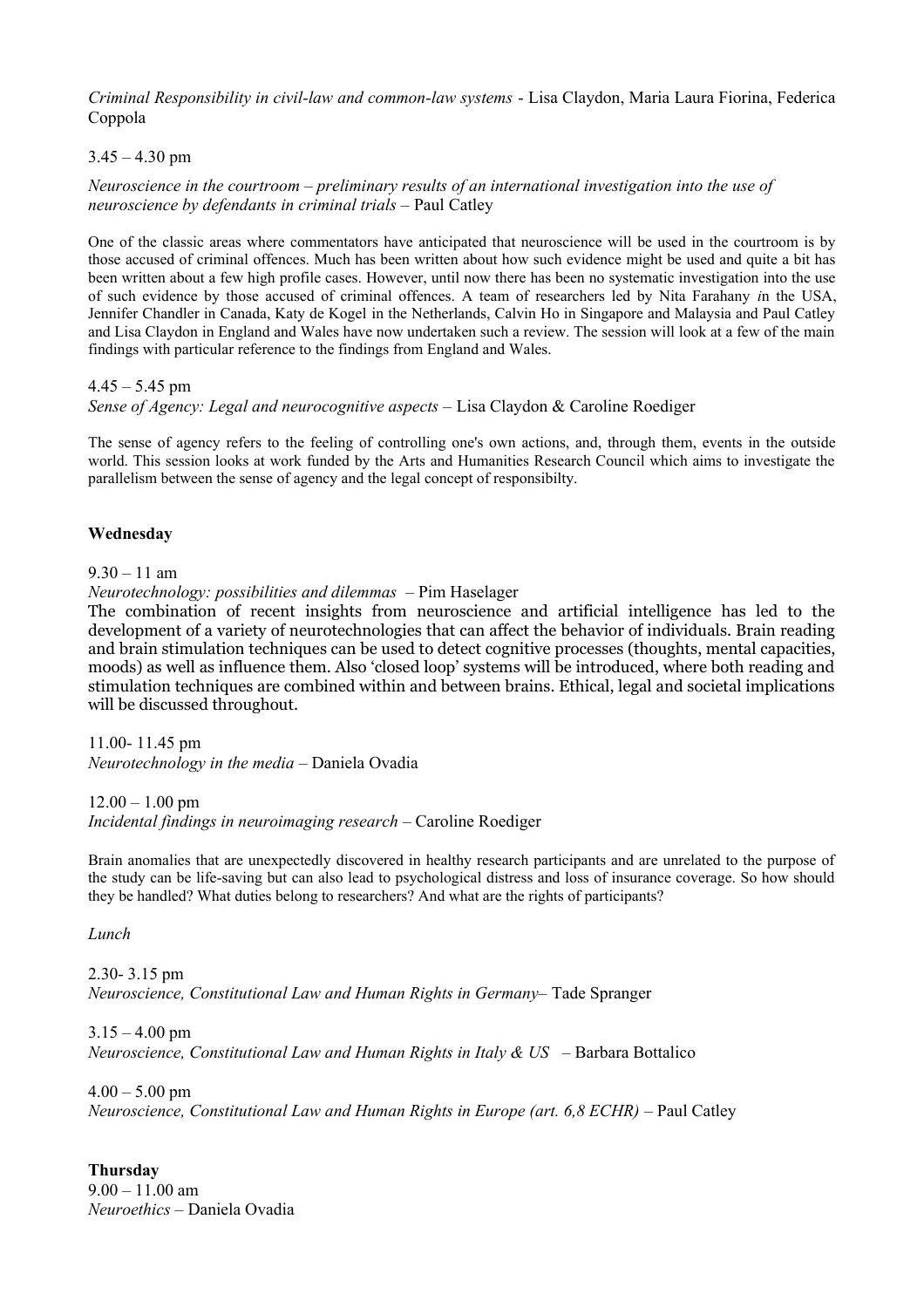*Criminal Responsibility in civil-law and common-law systems* - Lisa Claydon, Maria Laura Fiorina, Federica Coppola

3.45 – 4.30 pm

*Neuroscience in the courtroom – preliminary results of an international investigation into the use of neuroscience by defendants in criminal trials* – Paul Catley

One of the classic areas where commentators have anticipated that neuroscience will be used in the courtroom is by those accused of criminal offences. Much has been written about how such evidence might be used and quite a bit has been written about a few high profile cases. However, until now there has been no systematic investigation into the use of such evidence by those accused of criminal offences. A team of researchers led by Nita Farahany *i*n the USA, Jennifer Chandler in Canada, Katy de Kogel in the Netherlands, Calvin Ho in Singapore and Malaysia and Paul Catley and Lisa Claydon in England and Wales have now undertaken such a review. The session will look at a few of the main findings with particular reference to the findings from England and Wales.

4.45 – 5.45 pm
*Sense of Agency: Legal and neurocognitive aspects* – Lisa Claydon & Caroline Roediger

The sense of agency refers to the feeling of controlling one's own actions, and, through them, events in the outside world. This session looks at work funded by the Arts and Humanities Research Council which aims to investigate the parallelism between the sense of agency and the legal concept of responsibilty.

**Wednesday**

9.30 – 11 am
*Neurotechnology: possibilities and dilemmas* – Pim Haselager
The combination of recent insights from neuroscience and artificial intelligence has led to the development of a variety of neurotechnologies that can affect the behavior of individuals. Brain reading and brain stimulation techniques can be used to detect cognitive processes (thoughts, mental capacities, moods) as well as influence them. Also 'closed loop' systems will be introduced, where both reading and stimulation techniques are combined within and between brains. Ethical, legal and societal implications will be discussed throughout.

11.00- 11.45 pm
*Neurotechnology in the media* – Daniela Ovadia

12.00 – 1.00 pm
*Incidental findings in neuroimaging research* – Caroline Roediger

Brain anomalies that are unexpectedly discovered in healthy research participants and are unrelated to the purpose of the study can be life-saving but can also lead to psychological distress and loss of insurance coverage. So how should they be handled? What duties belong to researchers? And what are the rights of participants?

*Lunch*

2.30- 3.15 pm
*Neuroscience, Constitutional Law and Human Rights in Germany*– Tade Spranger

3.15 – 4.00 pm
*Neuroscience, Constitutional Law and Human Rights in Italy & US* – Barbara Bottalico

4.00 – 5.00 pm
*Neuroscience, Constitutional Law and Human Rights in Europe (art. 6,8 ECHR)* – Paul Catley

**Thursday**
9.00 – 11.00 am
*Neuroethics* – Daniela Ovadia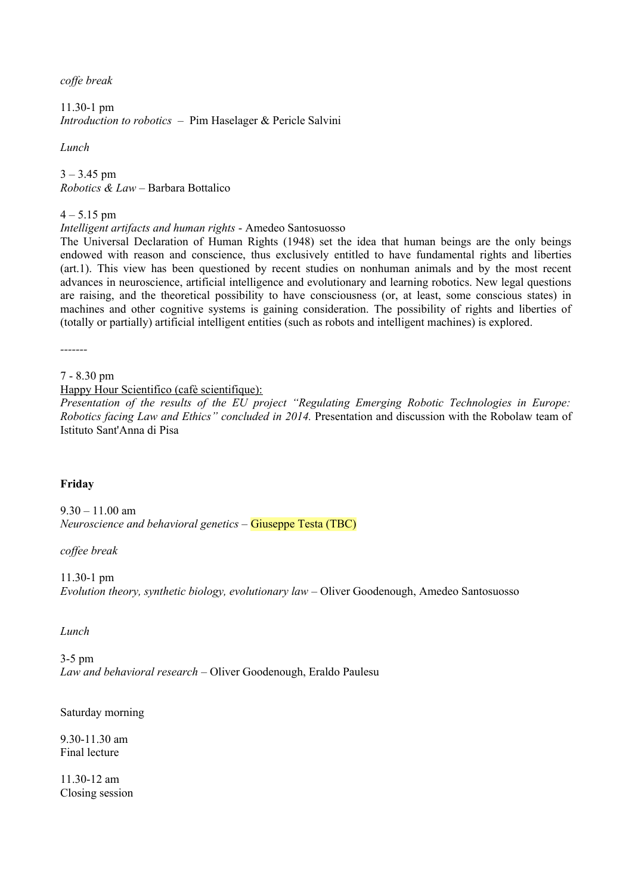*coffe break*

11.30-1 pm
*Introduction to robotics* – Pim Haselager & Pericle Salvini

*Lunch*

3 – 3.45 pm
*Robotics & Law* – Barbara Bottalico

4 – 5.15 pm
*Intelligent artifacts and human rights* - Amedeo Santosuosso
The Universal Declaration of Human Rights (1948) set the idea that human beings are the only beings endowed with reason and conscience, thus exclusively entitled to have fundamental rights and liberties (art.1). This view has been questioned by recent studies on nonhuman animals and by the most recent advances in neuroscience, artificial intelligence and evolutionary and learning robotics. New legal questions are raising, and the theoretical possibility to have consciousness (or, at least, some conscious states) in machines and other cognitive systems is gaining consideration. The possibility of rights and liberties of (totally or partially) artificial intelligent entities (such as robots and intelligent machines) is explored.

-------

7 - 8.30 pm
Happy Hour Scientifico (cafè scientifique):
*Presentation of the results of the EU project "Regulating Emerging Robotic Technologies in Europe: Robotics facing Law and Ethics" concluded in 2014.* Presentation and discussion with the Robolaw team of Istituto Sant'Anna di Pisa

**Friday**

9.30 – 11.00 am
*Neuroscience and behavioral genetics* – Giuseppe Testa (TBC)

*coffee break*

11.30-1 pm
*Evolution theory, synthetic biology, evolutionary law* – Oliver Goodenough, Amedeo Santosuosso

*Lunch*

3-5 pm
*Law and behavioral research* – Oliver Goodenough, Eraldo Paulesu

Saturday morning

9.30-11.30 am
Final lecture

11.30-12 am
Closing session